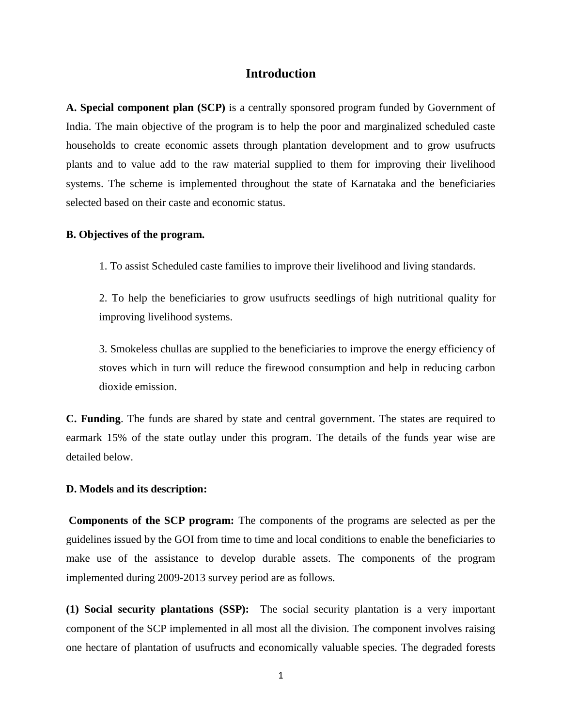# Introduction

**A. Special component plan (SCP)** is a centrally sponsored program funded by Government of India. The main objective of the program is to help the poor and marginalized scheduled caste households to create economic assets through plantation development and to grow usufructs plants and to value add to the raw material supplied to them for improving their livelihood systems. The scheme is implemented throughout the state of Karnataka and the beneficiaries selected based on their caste and economic status.

**B. Objectives of the program.**

1. To assist Scheduled caste families to improve their livelihood and living standards.

2. To help the beneficiaries to grow usufructs seedlings of high nutritional quality for improving livelihood systems.

3. Smokeless chullas are supplied to the beneficiaries to improve the energy efficiency of stoves which in turn will reduce the firewood consumption and help in reducing carbon dioxide emission.

**C. Funding**. The funds are shared by state and central government. The states are required to earmark 15% of the state outlay under this program. The details of the funds year wise are detailed below.

**D. Models and its description:**

**Components of the SCP program:** The components of the programs are selected as per the guidelines issued by the GOI from time to time and local conditions to enable the beneficiaries to make use of the assistance to develop durable assets. The components of the program implemented during 2009-2013 survey period are as follows.

**(1) Social security plantations (SSP):** The social security plantation is a very important component of the SCP implemented in all most all the division. The component involves raising one hectare of plantation of usufructs and economically valuable species. The degraded forests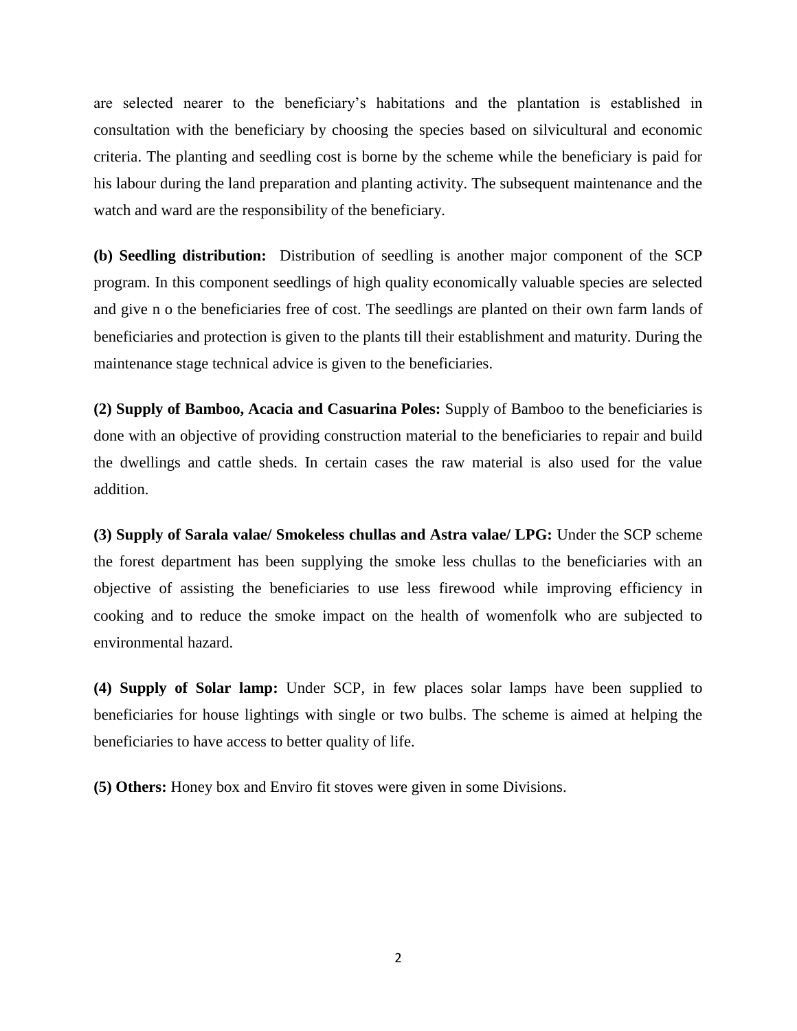are selected nearer to the beneficiary's habitations and the plantation is established in consultation with the beneficiary by choosing the species based on silvicultural and economic criteria. The planting and seedling cost is borne by the scheme while the beneficiary is paid for his labour during the land preparation and planting activity. The subsequent maintenance and the watch and ward are the responsibility of the beneficiary.

**(b) Seedling distribution:** Distribution of seedling is another major component of the SCP program. In this component seedlings of high quality economically valuable species are selected and give n o the beneficiaries free of cost. The seedlings are planted on their own farm lands of beneficiaries and protection is given to the plants till their establishment and maturity. During the maintenance stage technical advice is given to the beneficiaries.

**(2) Supply of Bamboo, Acacia and Casuarina Poles:** Supply of Bamboo to the beneficiaries is done with an objective of providing construction material to the beneficiaries to repair and build the dwellings and cattle sheds. In certain cases the raw material is also used for the value addition.

**(3) Supply of Sarala valae/ Smokeless chullas and Astra valae/ LPG:** Under the SCP scheme the forest department has been supplying the smoke less chullas to the beneficiaries with an objective of assisting the beneficiaries to use less firewood while improving efficiency in cooking and to reduce the smoke impact on the health of womenfolk who are subjected to environmental hazard.

**(4) Supply of Solar lamp:** Under SCP, in few places solar lamps have been supplied to beneficiaries for house lightings with single or two bulbs. The scheme is aimed at helping the beneficiaries to have access to better quality of life.

**(5) Others:** Honey box and Enviro fit stoves were given in some Divisions.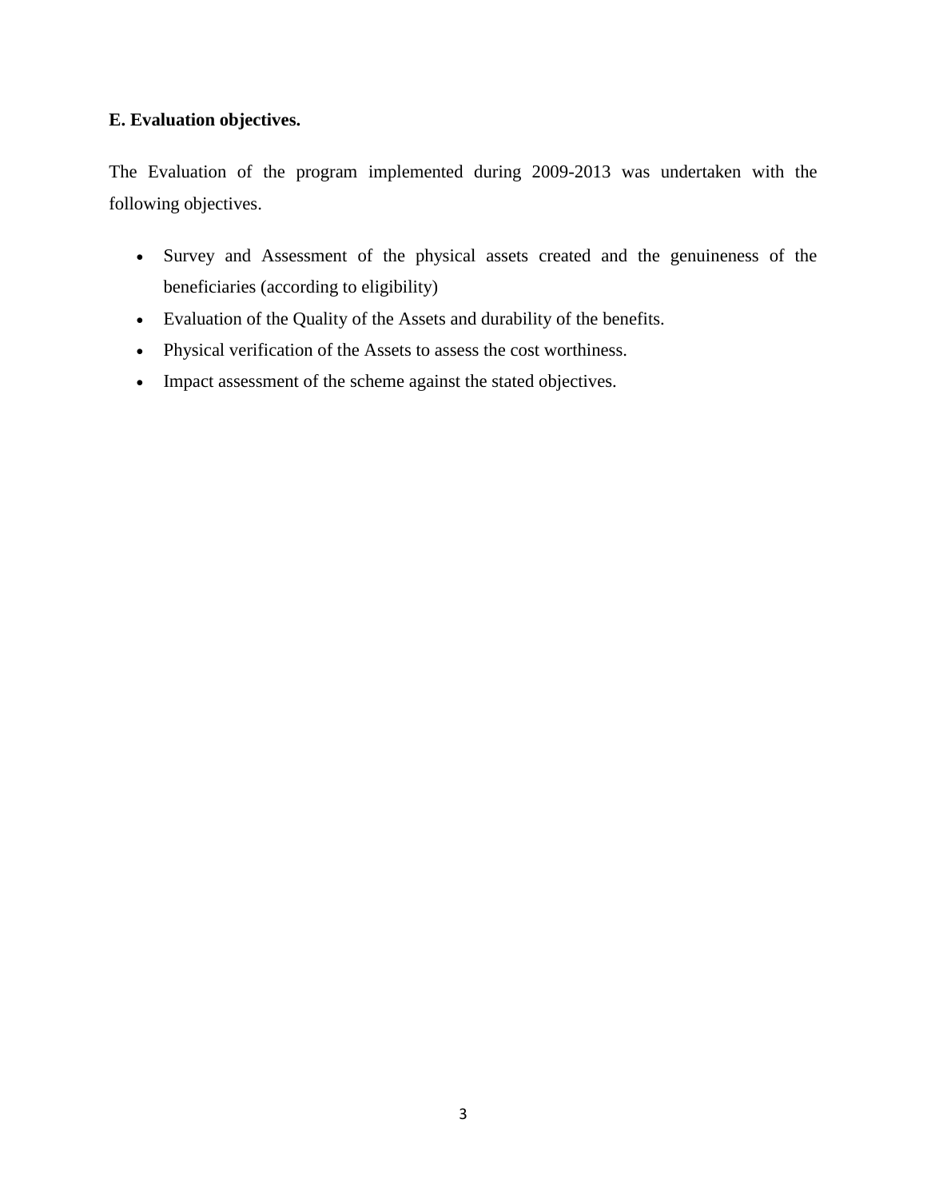## E. Evaluation objectives.

The Evaluation of the program implemented during 2009-2013 was undertaken with the following objectives.

- Survey and Assessment of the physical assets created and the genuineness of the beneficiaries (according to eligibility)
- Evaluation of the Quality of the Assets and durability of the benefits.
- Physical verification of the Assets to assess the cost worthiness.
- Impact assessment of the scheme against the stated objectives.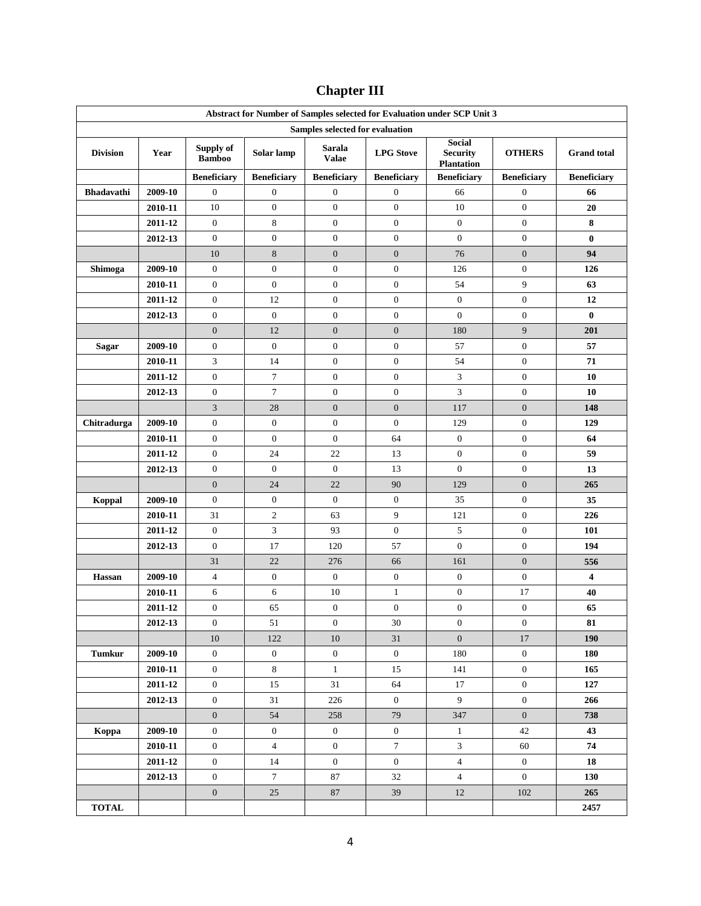# Chapter III

| Abstract for Number of Samples selected for Evaluation under SCP Unit 3 | | | | | | | | |
|---|---|---|---|---|---|---|---|---|
| Samples selected for evaluation | | | | | | | | |
| **Division** | **Year** | **Supply of Bamboo** | **Solar lamp** | **Sarala Valae** | **LPG Stove** | **Social Security Plantation** | **OTHERS** | **Grand total** |
| | | **Beneficiary** | **Beneficiary** | **Beneficiary** | **Beneficiary** | **Beneficiary** | **Beneficiary** | **Beneficiary** |
| **Bhadavathi** | **2009-10** | 0 | 0 | 0 | 0 | 66 | 0 | **66** |
| | **2010-11** | 10 | 0 | 0 | 0 | 10 | 0 | **20** |
| | **2011-12** | 0 | 8 | 0 | 0 | 0 | 0 | **8** |
| | **2012-13** | 0 | 0 | 0 | 0 | 0 | 0 | **0** |
| | | 10 | 8 | 0 | 0 | 76 | 0 | **94** |
| **Shimoga** | **2009-10** | 0 | 0 | 0 | 0 | 126 | 0 | **126** |
| | **2010-11** | 0 | 0 | 0 | 0 | 54 | 9 | **63** |
| | **2011-12** | 0 | 12 | 0 | 0 | 0 | 0 | **12** |
| | **2012-13** | 0 | 0 | 0 | 0 | 0 | 0 | **0** |
| | | 0 | 12 | 0 | 0 | 180 | 9 | **201** |
| **Sagar** | **2009-10** | 0 | 0 | 0 | 0 | 57 | 0 | **57** |
| | **2010-11** | 3 | 14 | 0 | 0 | 54 | 0 | **71** |
| | **2011-12** | 0 | 7 | 0 | 0 | 3 | 0 | **10** |
| | **2012-13** | 0 | 7 | 0 | 0 | 3 | 0 | **10** |
| | | 3 | 28 | 0 | 0 | 117 | 0 | **148** |
| **Chitradurga** | **2009-10** | 0 | 0 | 0 | 0 | 129 | 0 | **129** |
| | **2010-11** | 0 | 0 | 0 | 64 | 0 | 0 | **64** |
| | **2011-12** | 0 | 24 | 22 | 13 | 0 | 0 | **59** |
| | **2012-13** | 0 | 0 | 0 | 13 | 0 | 0 | **13** |
| | | 0 | 24 | 22 | 90 | 129 | 0 | **265** |
| **Koppal** | **2009-10** | 0 | 0 | 0 | 0 | 35 | 0 | **35** |
| | **2010-11** | 31 | 2 | 63 | 9 | 121 | 0 | **226** |
| | **2011-12** | 0 | 3 | 93 | 0 | 5 | 0 | **101** |
| | **2012-13** | 0 | 17 | 120 | 57 | 0 | 0 | **194** |
| | | 31 | 22 | 276 | 66 | 161 | 0 | **556** |
| **Hassan** | **2009-10** | 4 | 0 | 0 | 0 | 0 | 0 | **4** |
| | **2010-11** | 6 | 6 | 10 | 1 | 0 | 17 | **40** |
| | **2011-12** | 0 | 65 | 0 | 0 | 0 | 0 | **65** |
| | **2012-13** | 0 | 51 | 0 | 30 | 0 | 0 | **81** |
| | | 10 | 122 | 10 | 31 | 0 | 17 | **190** |
| **Tumkur** | **2009-10** | 0 | 0 | 0 | 0 | 180 | 0 | **180** |
| | **2010-11** | 0 | 8 | 1 | 15 | 141 | 0 | **165** |
| | **2011-12** | 0 | 15 | 31 | 64 | 17 | 0 | **127** |
| | **2012-13** | 0 | 31 | 226 | 0 | 9 | 0 | **266** |
| | | 0 | 54 | 258 | 79 | 347 | 0 | **738** |
| **Koppa** | **2009-10** | 0 | 0 | 0 | 0 | 1 | 42 | **43** |
| | **2010-11** | 0 | 4 | 0 | 7 | 3 | 60 | **74** |
| | **2011-12** | 0 | 14 | 0 | 0 | 4 | 0 | **18** |
| | **2012-13** | 0 | 7 | 87 | 32 | 4 | 0 | **130** |
| | | 0 | 25 | 87 | 39 | 12 | 102 | **265** |
| **TOTAL** | | | | | | | | **2457** |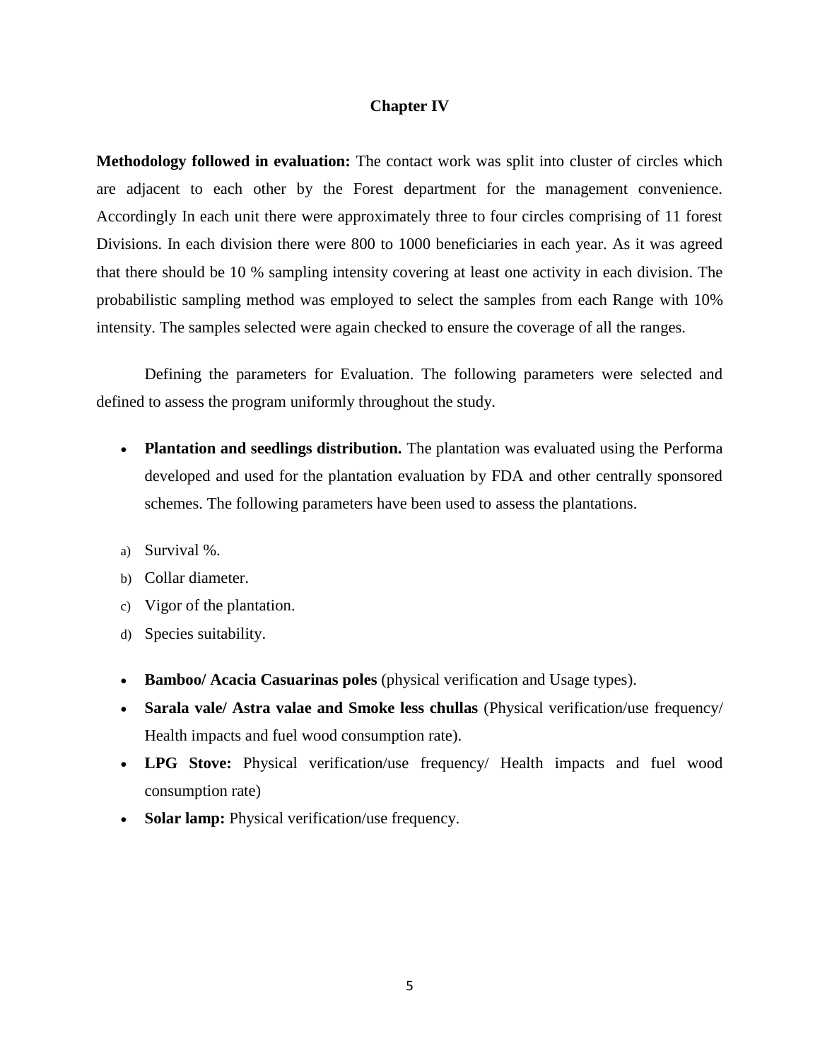# Chapter IV

**Methodology followed in evaluation:** The contact work was split into cluster of circles which are adjacent to each other by the Forest department for the management convenience. Accordingly In each unit there were approximately three to four circles comprising of 11 forest Divisions. In each division there were 800 to 1000 beneficiaries in each year. As it was agreed that there should be 10 % sampling intensity covering at least one activity in each division. The probabilistic sampling method was employed to select the samples from each Range with 10% intensity. The samples selected were again checked to ensure the coverage of all the ranges.

Defining the parameters for Evaluation. The following parameters were selected and defined to assess the program uniformly throughout the study.

- **Plantation and seedlings distribution.** The plantation was evaluated using the Performa developed and used for the plantation evaluation by FDA and other centrally sponsored schemes. The following parameters have been used to assess the plantations.

a) Survival %.

b) Collar diameter.

c) Vigor of the plantation.

d) Species suitability.

- **Bamboo/ Acacia Casuarinas poles** (physical verification and Usage types).
- **Sarala vale/ Astra valae and Smoke less chullas** (Physical verification/use frequency/ Health impacts and fuel wood consumption rate).
- **LPG Stove:** Physical verification/use frequency/ Health impacts and fuel wood consumption rate)
- **Solar lamp:** Physical verification/use frequency.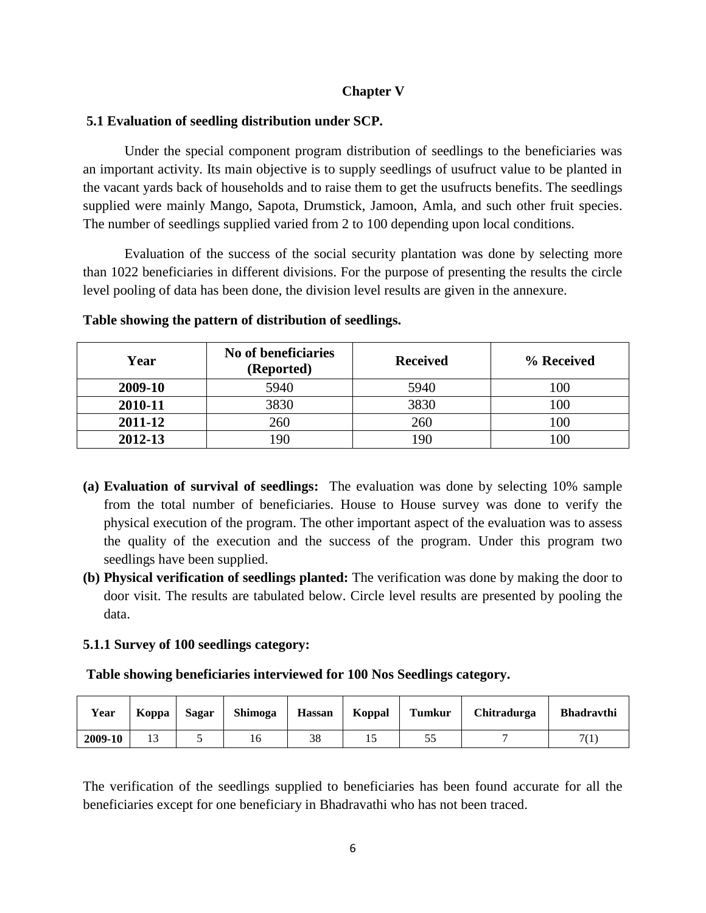# Chapter V

## 5.1 Evaluation of seedling distribution under SCP.

Under the special component program distribution of seedlings to the beneficiaries was an important activity. Its main objective is to supply seedlings of usufruct value to be planted in the vacant yards back of households and to raise them to get the usufructs benefits. The seedlings supplied were mainly Mango, Sapota, Drumstick, Jamoon, Amla, and such other fruit species. The number of seedlings supplied varied from 2 to 100 depending upon local conditions.

Evaluation of the success of the social security plantation was done by selecting more than 1022 beneficiaries in different divisions. For the purpose of presenting the results the circle level pooling of data has been done, the division level results are given in the annexure.

**Table showing the pattern of distribution of seedlings.**

| Year | No of beneficiaries (Reported) | Received | % Received |
|---|---|---|---|
| **2009-10** | 5940 | 5940 | 100 |
| **2010-11** | 3830 | 3830 | 100 |
| **2011-12** | 260 | 260 | 100 |
| **2012-13** | 190 | 190 | 100 |

- **(a) Evaluation of survival of seedlings:** The evaluation was done by selecting 10% sample from the total number of beneficiaries. House to House survey was done to verify the physical execution of the program. The other important aspect of the evaluation was to assess the quality of the execution and the success of the program. Under this program two seedlings have been supplied.
- **(b) Physical verification of seedlings planted:** The verification was done by making the door to door visit. The results are tabulated below. Circle level results are presented by pooling the data.

### 5.1.1 Survey of 100 seedlings category:

**Table showing beneficiaries interviewed for 100 Nos Seedlings category.**

| Year | Koppa | Sagar | Shimoga | Hassan | Koppal | Tumkur | Chitradurga | Bhadravthi |
|---|---|---|---|---|---|---|---|---|
| **2009-10** | 13 | 5 | 16 | 38 | 15 | 55 | 7 | 7(1) |

The verification of the seedlings supplied to beneficiaries has been found accurate for all the beneficiaries except for one beneficiary in Bhadravathi who has not been traced.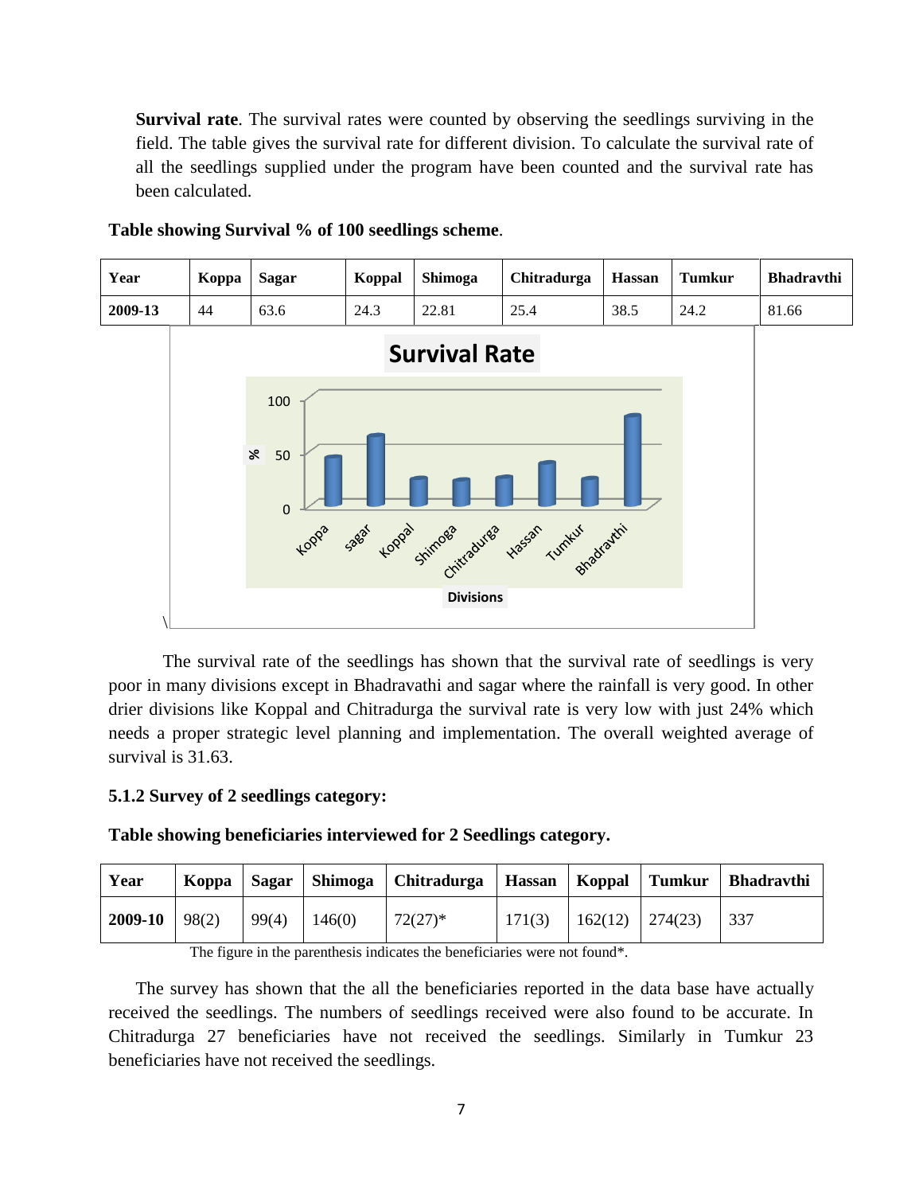**Survival rate**. The survival rates were counted by observing the seedlings surviving in the field. The table gives the survival rate for different division. To calculate the survival rate of all the seedlings supplied under the program have been counted and the survival rate has been calculated.

**Table showing Survival % of 100 seedlings scheme**.

| Year | Koppa | Sagar | Koppal | Shimoga | Chitradurga | Hassan | Tumkur | Bhadravthi |
|---|---|---|---|---|---|---|---|---|
| 2009-13 | 44 | 63.6 | 24.3 | 22.81 | 25.4 | 38.5 | 24.2 | 81.66 |

The survival rate of the seedlings has shown that the survival rate of seedlings is very poor in many divisions except in Bhadravathi and sagar where the rainfall is very good. In other drier divisions like Koppal and Chitradurga the survival rate is very low with just 24% which needs a proper strategic level planning and implementation. The overall weighted average of survival is 31.63.

### 5.1.2 Survey of 2 seedlings category:

**Table showing beneficiaries interviewed for 2 Seedlings category.**

| Year | Koppa | Sagar | Shimoga | Chitradurga | Hassan | Koppal | Tumkur | Bhadravthi |
|---|---|---|---|---|---|---|---|---|
| 2009-10 | 98(2) | 99(4) | 146(0) | 72(27)* | 171(3) | 162(12) | 274(23) | 337 |

The figure in the parenthesis indicates the beneficiaries were not found*.

The survey has shown that the all the beneficiaries reported in the data base have actually received the seedlings. The numbers of seedlings received were also found to be accurate. In Chitradurga 27 beneficiaries have not received the seedlings. Similarly in Tumkur 23 beneficiaries have not received the seedlings.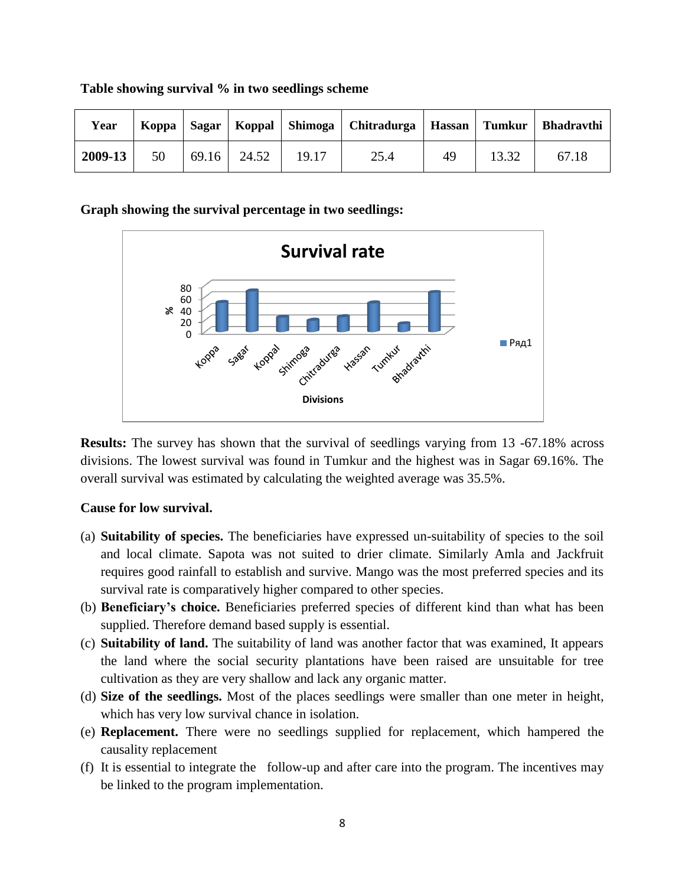**Table showing survival % in two seedlings scheme**

| Year | Koppa | Sagar | Koppal | Shimoga | Chitradurga | Hassan | Tumkur | Bhadravthi |
|---|---|---|---|---|---|---|---|---|
| **2009-13** | 50 | 69.16 | 24.52 | 19.17 | 25.4 | 49 | 13.32 | 67.18 |

**Graph showing the survival percentage in two seedlings:**

**Results:** The survey has shown that the survival of seedlings varying from 13 -67.18% across divisions. The lowest survival was found in Tumkur and the highest was in Sagar 69.16%. The overall survival was estimated by calculating the weighted average was 35.5%.

**Cause for low survival.**

(a) **Suitability of species.** The beneficiaries have expressed un-suitability of species to the soil and local climate. Sapota was not suited to drier climate. Similarly Amla and Jackfruit requires good rainfall to establish and survive. Mango was the most preferred species and its survival rate is comparatively higher compared to other species.

(b) **Beneficiary's choice.** Beneficiaries preferred species of different kind than what has been supplied. Therefore demand based supply is essential.

(c) **Suitability of land.** The suitability of land was another factor that was examined, It appears the land where the social security plantations have been raised are unsuitable for tree cultivation as they are very shallow and lack any organic matter.

(d) **Size of the seedlings.** Most of the places seedlings were smaller than one meter in height, which has very low survival chance in isolation.

(e) **Replacement.** There were no seedlings supplied for replacement, which hampered the causality replacement

(f) It is essential to integrate the follow-up and after care into the program. The incentives may be linked to the program implementation.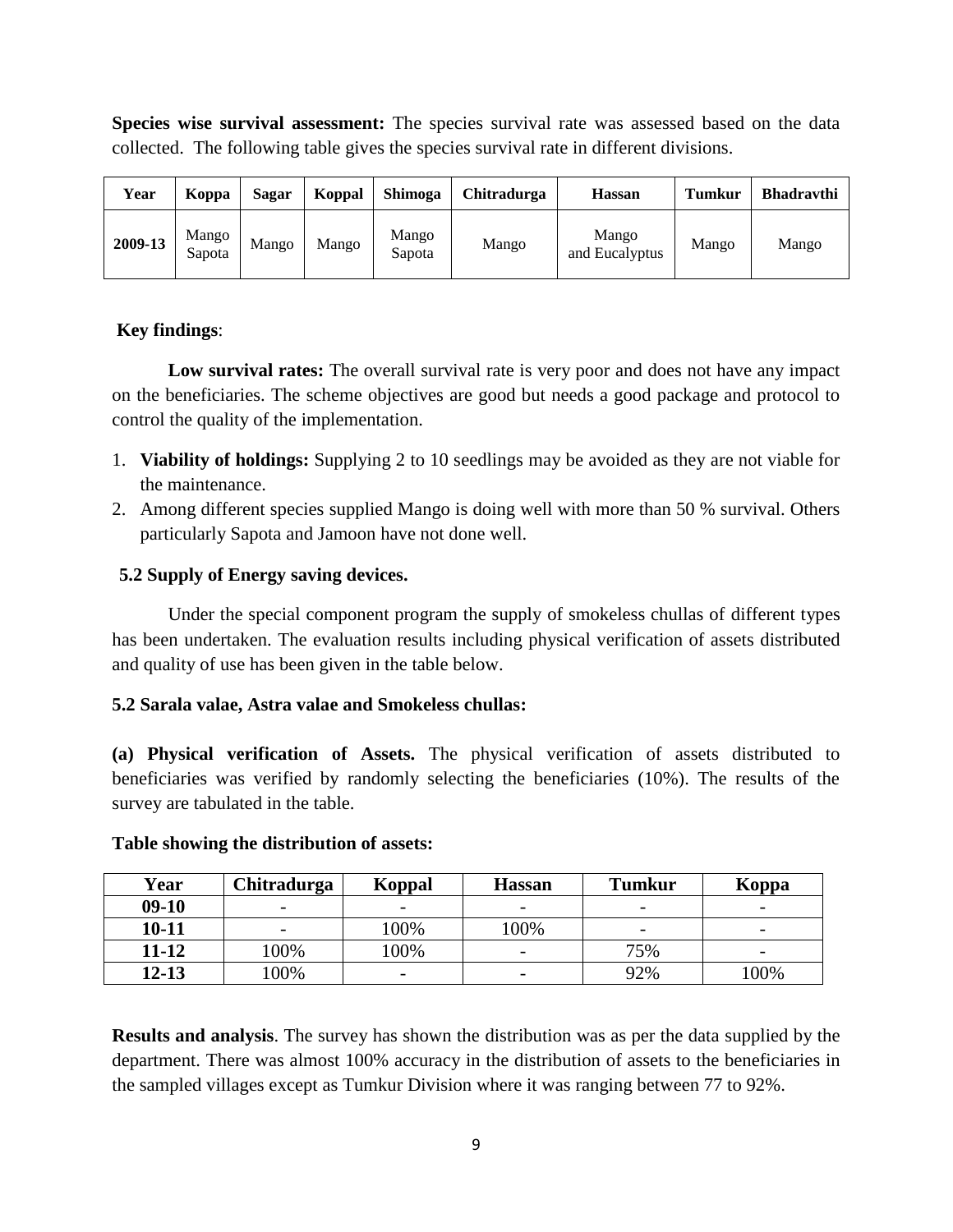**Species wise survival assessment:** The species survival rate was assessed based on the data collected. The following table gives the species survival rate in different divisions.

| Year | Koppa | Sagar | Koppal | Shimoga | Chitradurga | Hassan | Tumkur | Bhadravthi |
|---|---|---|---|---|---|---|---|---|
| 2009-13 | Mango Sapota | Mango | Mango | Mango Sapota | Mango | Mango and Eucalyptus | Mango | Mango |

**Key findings**:

**Low survival rates:** The overall survival rate is very poor and does not have any impact on the beneficiaries. The scheme objectives are good but needs a good package and protocol to control the quality of the implementation.

1. **Viability of holdings:** Supplying 2 to 10 seedlings may be avoided as they are not viable for the maintenance.
2. Among different species supplied Mango is doing well with more than 50 % survival. Others particularly Sapota and Jamoon have not done well.

**5.2 Supply of Energy saving devices.**

Under the special component program the supply of smokeless chullas of different types has been undertaken. The evaluation results including physical verification of assets distributed and quality of use has been given in the table below.

**5.2 Sarala valae, Astra valae and Smokeless chullas:**

**(a) Physical verification of Assets.** The physical verification of assets distributed to beneficiaries was verified by randomly selecting the beneficiaries (10%). The results of the survey are tabulated in the table.

**Table showing the distribution of assets:**

| Year | Chitradurga | Koppal | Hassan | Tumkur | Koppa |
|---|---|---|---|---|---|
| 09-10 | - | - | - | - | - |
| 10-11 | - | 100% | 100% | - | - |
| 11-12 | 100% | 100% | - | 75% | - |
| 12-13 | 100% | - | - | 92% | 100% |

**Results and analysis**. The survey has shown the distribution was as per the data supplied by the department. There was almost 100% accuracy in the distribution of assets to the beneficiaries in the sampled villages except as Tumkur Division where it was ranging between 77 to 92%.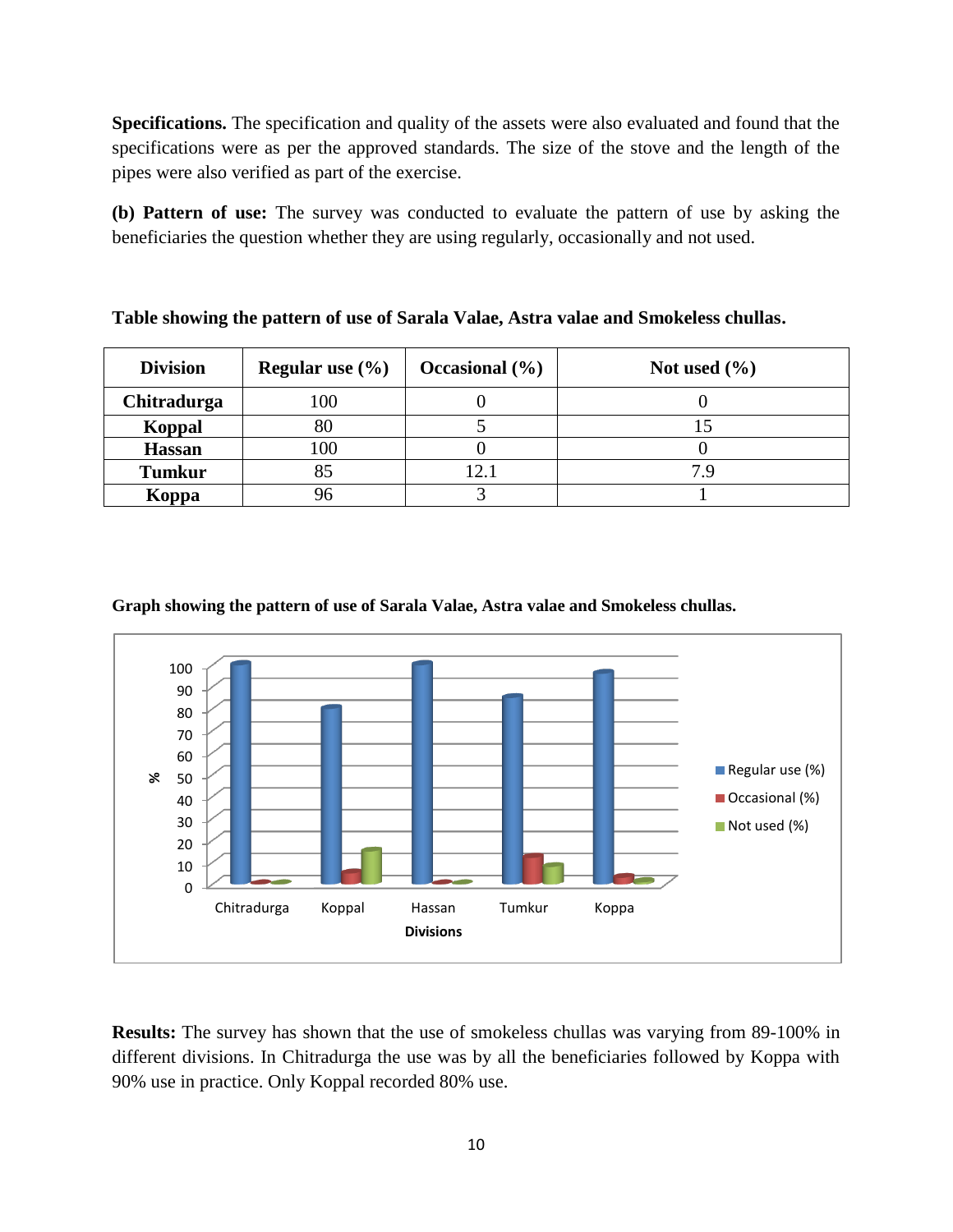**Specifications.** The specification and quality of the assets were also evaluated and found that the specifications were as per the approved standards. The size of the stove and the length of the pipes were also verified as part of the exercise.

**(b) Pattern of use:** The survey was conducted to evaluate the pattern of use by asking the beneficiaries the question whether they are using regularly, occasionally and not used.

**Table showing the pattern of use of Sarala Valae, Astra valae and Smokeless chullas.**

| Division | Regular use (%) | Occasional (%) | Not used (%) |
|---|---|---|---|
| **Chitradurga** | 100 | 0 | 0 |
| **Koppal** | 80 | 5 | 15 |
| **Hassan** | 100 | 0 | 0 |
| **Tumkur** | 85 | 12.1 | 7.9 |
| **Koppa** | 96 | 3 | 1 |

**Graph showing the pattern of use of Sarala Valae, Astra valae and Smokeless chullas.**

**Results:** The survey has shown that the use of smokeless chullas was varying from 89-100% in different divisions. In Chitradurga the use was by all the beneficiaries followed by Koppa with 90% use in practice. Only Koppal recorded 80% use.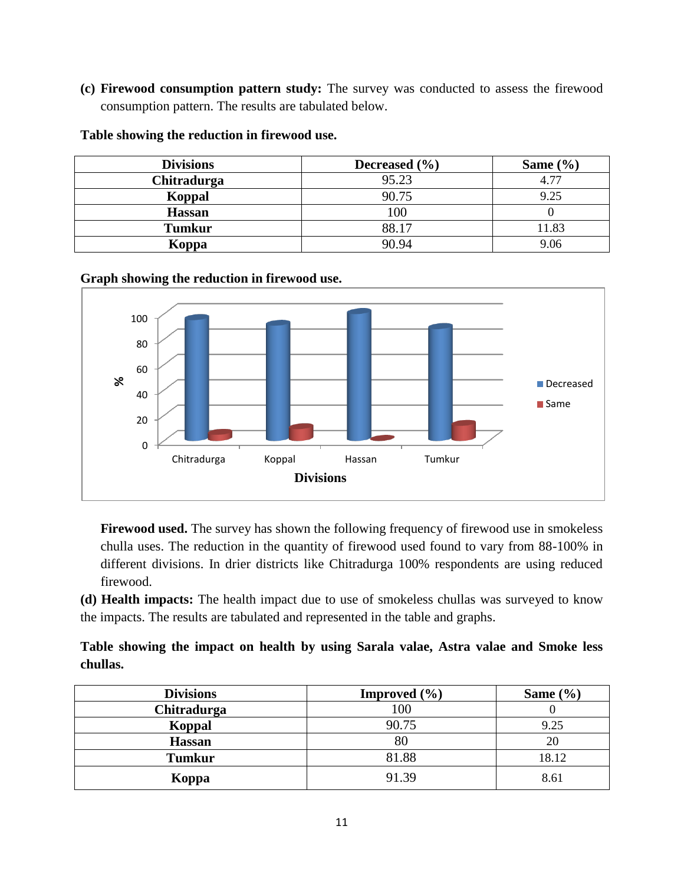**(c) Firewood consumption pattern study:** The survey was conducted to assess the firewood consumption pattern. The results are tabulated below.

**Table showing the reduction in firewood use.**

| Divisions | Decreased (%) | Same (%) |
|---|---|---|
| **Chitradurga** | 95.23 | 4.77 |
| **Koppal** | 90.75 | 9.25 |
| **Hassan** | 100 | 0 |
| **Tumkur** | 88.17 | 11.83 |
| **Koppa** | 90.94 | 9.06 |

**Graph showing the reduction in firewood use.**

**Firewood used.** The survey has shown the following frequency of firewood use in smokeless chulla uses. The reduction in the quantity of firewood used found to vary from 88-100% in different divisions. In drier districts like Chitradurga 100% respondents are using reduced firewood.

**(d) Health impacts:** The health impact due to use of smokeless chullas was surveyed to know the impacts. The results are tabulated and represented in the table and graphs.

**Table showing the impact on health by using Sarala valae, Astra valae and Smoke less chullas.**

| Divisions | Improved (%) | Same (%) |
|---|---|---|
| **Chitradurga** | 100 | 0 |
| **Koppal** | 90.75 | 9.25 |
| **Hassan** | 80 | 20 |
| **Tumkur** | 81.88 | 18.12 |
| **Koppa** | 91.39 | 8.61 |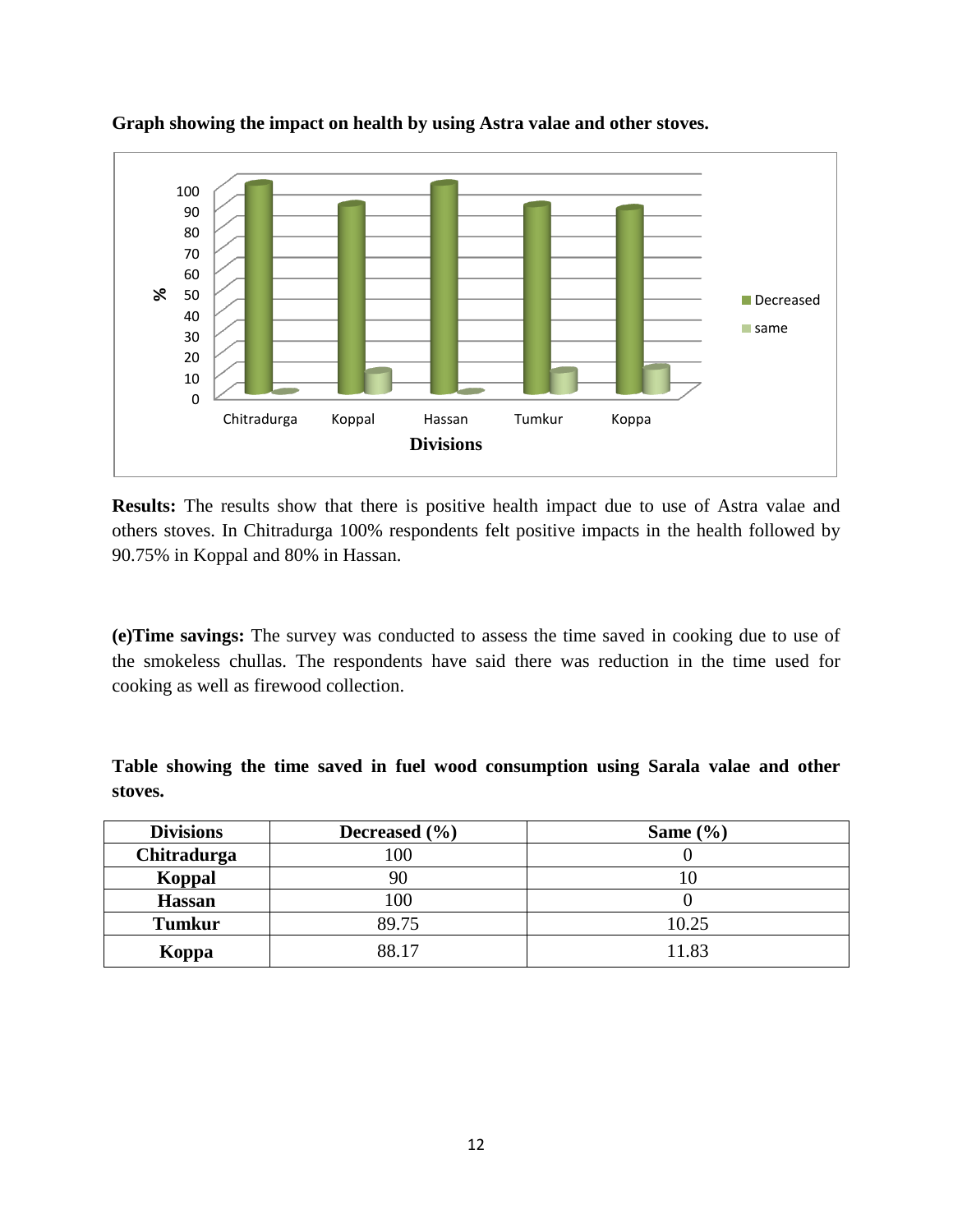**Graph showing the impact on health by using Astra valae and other stoves.**

**Results:** The results show that there is positive health impact due to use of Astra valae and others stoves. In Chitradurga 100% respondents felt positive impacts in the health followed by 90.75% in Koppal and 80% in Hassan.

**(e)Time savings:** The survey was conducted to assess the time saved in cooking due to use of the smokeless chullas. The respondents have said there was reduction in the time used for cooking as well as firewood collection.

**Table showing the time saved in fuel wood consumption using Sarala valae and other stoves.**

| Divisions | Decreased (%) | Same (%) |
|---|---|---|
| **Chitradurga** | 100 | 0 |
| **Koppal** | 90 | 10 |
| **Hassan** | 100 | 0 |
| **Tumkur** | 89.75 | 10.25 |
| **Koppa** | 88.17 | 11.83 |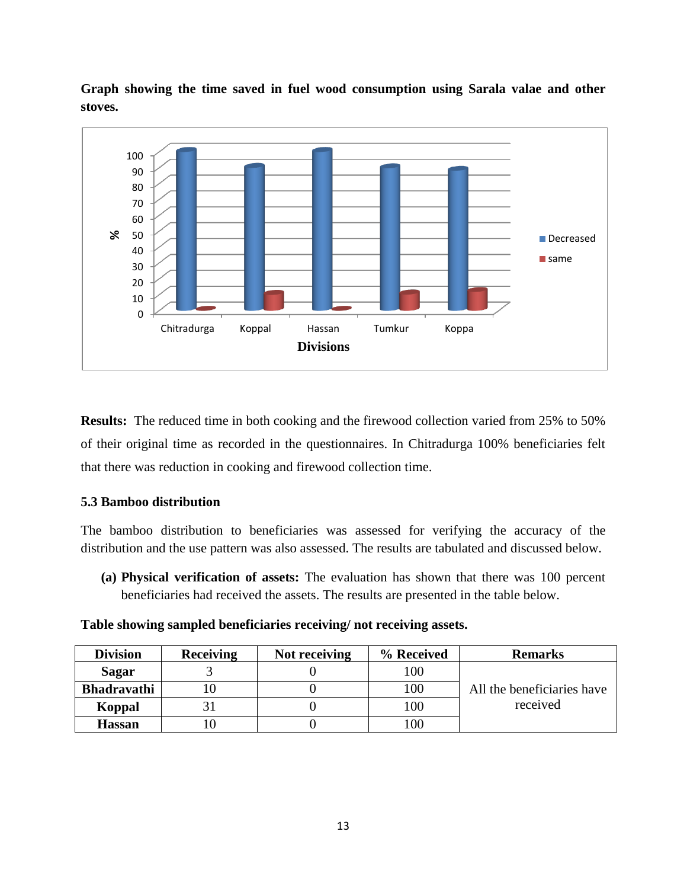**Graph showing the time saved in fuel wood consumption using Sarala valae and other stoves.**

**Results:** The reduced time in both cooking and the firewood collection varied from 25% to 50% of their original time as recorded in the questionnaires. In Chitradurga 100% beneficiaries felt that there was reduction in cooking and firewood collection time.

### 5.3 Bamboo distribution

The bamboo distribution to beneficiaries was assessed for verifying the accuracy of the distribution and the use pattern was also assessed. The results are tabulated and discussed below.

**(a) Physical verification of assets:** The evaluation has shown that there was 100 percent beneficiaries had received the assets. The results are presented in the table below.

**Table showing sampled beneficiaries receiving/ not receiving assets.**

| Division | Receiving | Not receiving | % Received | Remarks |
|---|---|---|---|---|
| **Sagar** | 3 | 0 | 100 | All the beneficiaries have received |
| **Bhadravathi** | 10 | 0 | 100 | |
| **Koppal** | 31 | 0 | 100 | |
| **Hassan** | 10 | 0 | 100 | |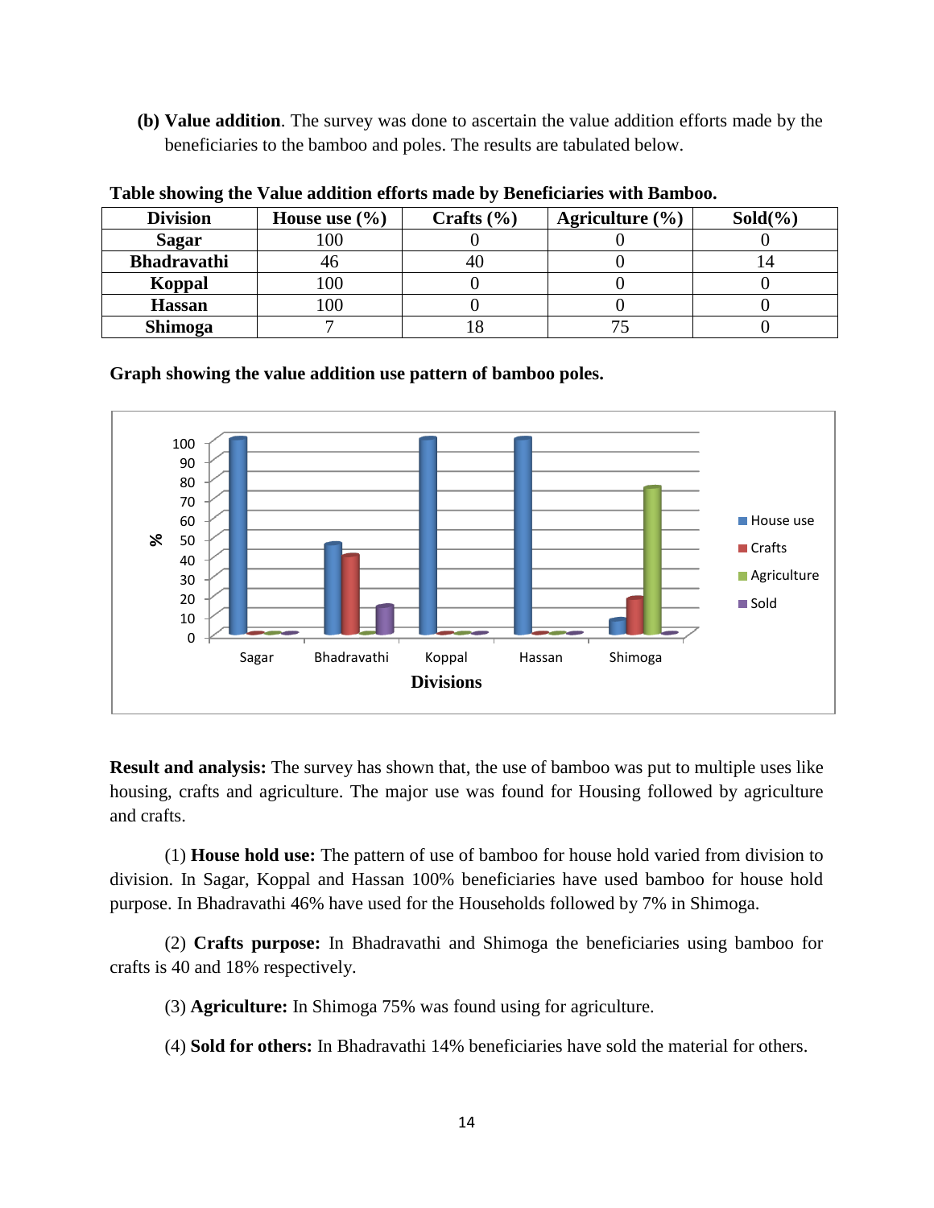**(b) Value addition**. The survey was done to ascertain the value addition efforts made by the beneficiaries to the bamboo and poles. The results are tabulated below.

**Table showing the Value addition efforts made by Beneficiaries with Bamboo.**

| Division | House use (%) | Crafts (%) | Agriculture (%) | Sold(%) |
|---|---|---|---|---|
| **Sagar** | 100 | 0 | 0 | 0 |
| **Bhadravathi** | 46 | 40 | 0 | 14 |
| **Koppal** | 100 | 0 | 0 | 0 |
| **Hassan** | 100 | 0 | 0 | 0 |
| **Shimoga** | 7 | 18 | 75 | 0 |

**Graph showing the value addition use pattern of bamboo poles.**

**Result and analysis:** The survey has shown that, the use of bamboo was put to multiple uses like housing, crafts and agriculture. The major use was found for Housing followed by agriculture and crafts.

(1) **House hold use:** The pattern of use of bamboo for house hold varied from division to division. In Sagar, Koppal and Hassan 100% beneficiaries have used bamboo for house hold purpose. In Bhadravathi 46% have used for the Households followed by 7% in Shimoga.

(2) **Crafts purpose:** In Bhadravathi and Shimoga the beneficiaries using bamboo for crafts is 40 and 18% respectively.

(3) **Agriculture:** In Shimoga 75% was found using for agriculture.

(4) **Sold for others:** In Bhadravathi 14% beneficiaries have sold the material for others.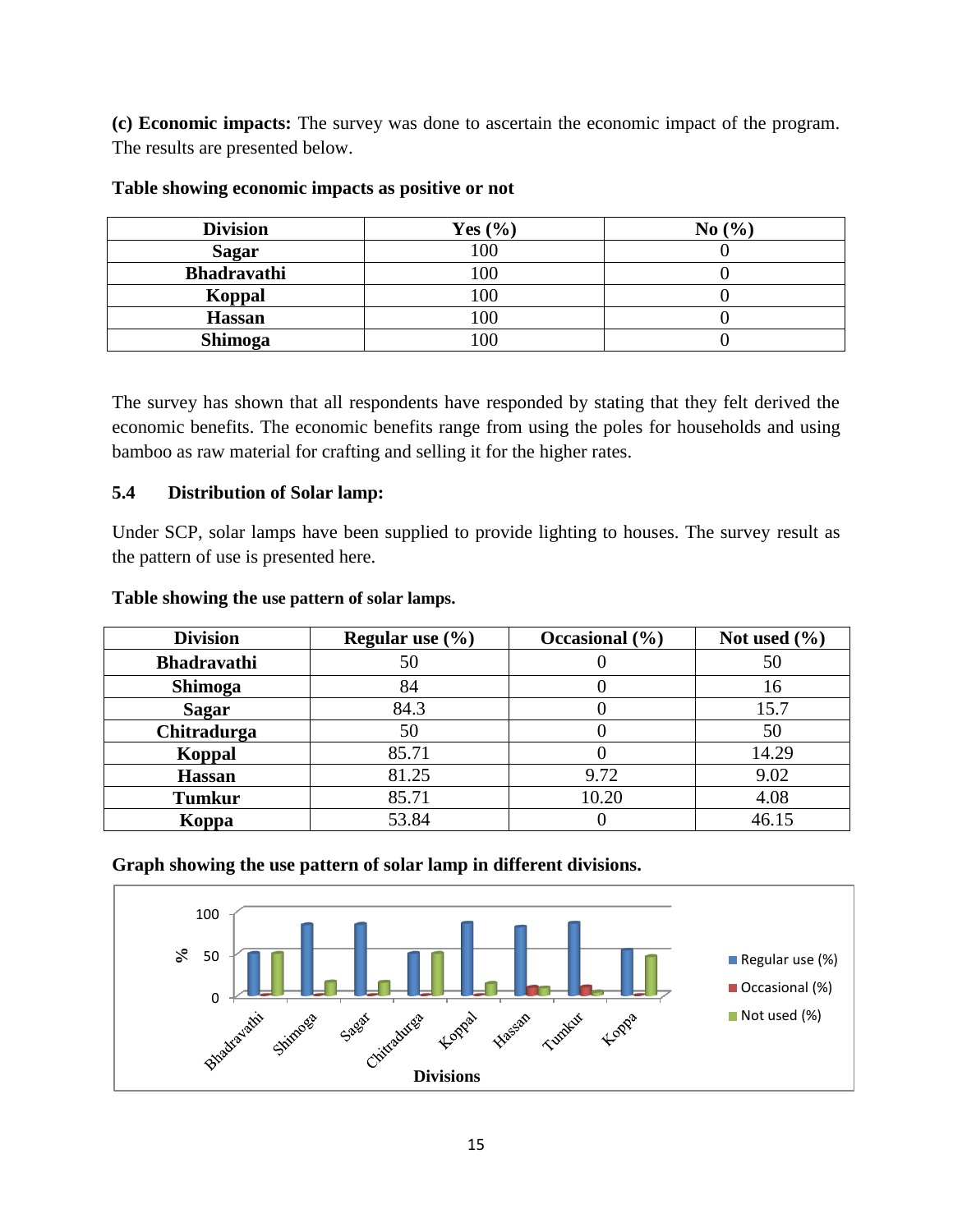**(c) Economic impacts:** The survey was done to ascertain the economic impact of the program. The results are presented below.

**Table showing economic impacts as positive or not**

| Division | Yes (%) | No (%) |
|---|---|---|
| **Sagar** | 100 | 0 |
| **Bhadravathi** | 100 | 0 |
| **Koppal** | 100 | 0 |
| **Hassan** | 100 | 0 |
| **Shimoga** | 100 | 0 |

The survey has shown that all respondents have responded by stating that they felt derived the economic benefits. The economic benefits range from using the poles for households and using bamboo as raw material for crafting and selling it for the higher rates.

### 5.4 Distribution of Solar lamp:

Under SCP, solar lamps have been supplied to provide lighting to houses. The survey result as the pattern of use is presented here.

**Table showing the use pattern of solar lamps.**

| Division | Regular use (%) | Occasional (%) | Not used (%) |
|---|---|---|---|
| **Bhadravathi** | 50 | 0 | 50 |
| **Shimoga** | 84 | 0 | 16 |
| **Sagar** | 84.3 | 0 | 15.7 |
| **Chitradurga** | 50 | 0 | 50 |
| **Koppal** | 85.71 | 0 | 14.29 |
| **Hassan** | 81.25 | 9.72 | 9.02 |
| **Tumkur** | 85.71 | 10.20 | 4.08 |
| **Koppa** | 53.84 | 0 | 46.15 |

**Graph showing the use pattern of solar lamp in different divisions.**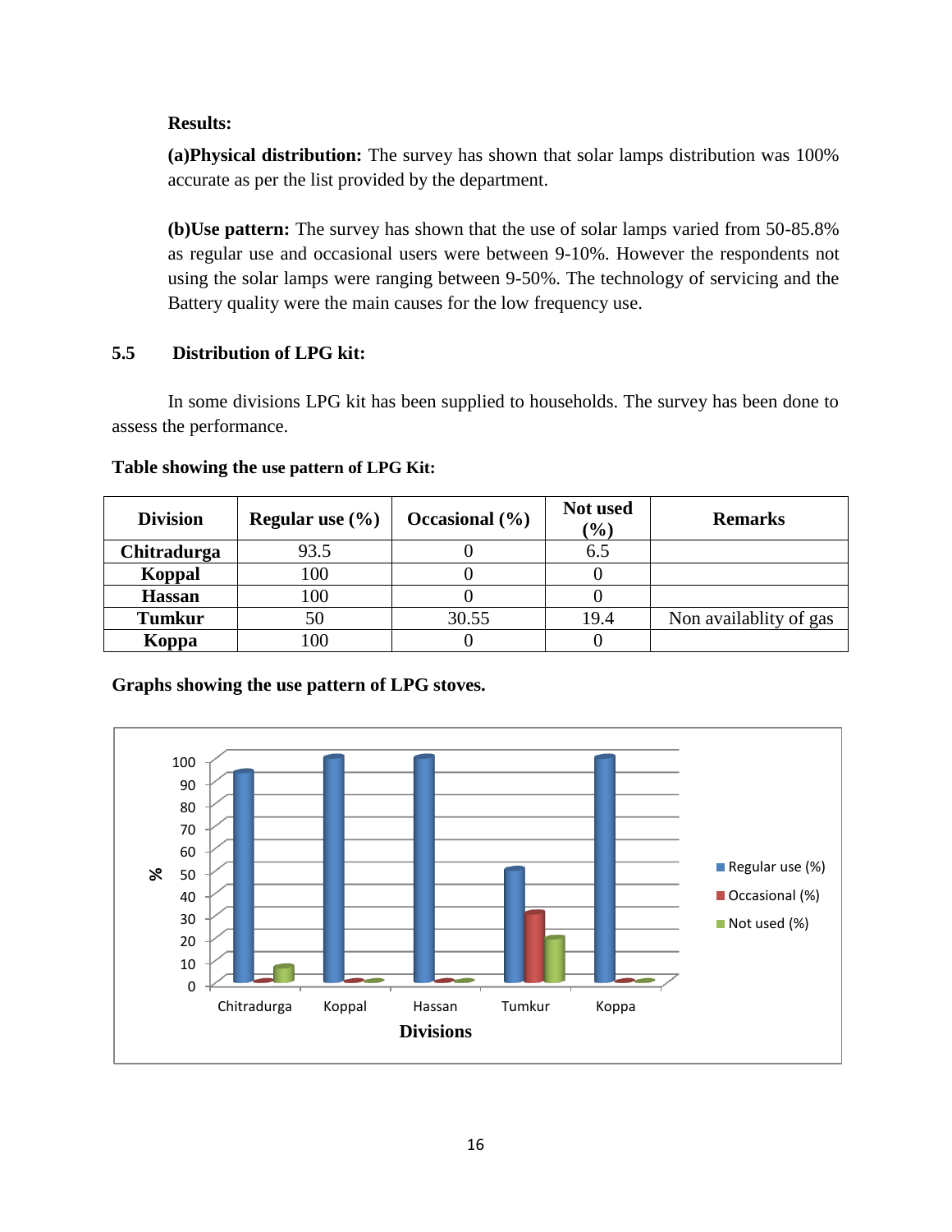**Results:**

**(a)Physical distribution:** The survey has shown that solar lamps distribution was 100% accurate as per the list provided by the department.

**(b)Use pattern:** The survey has shown that the use of solar lamps varied from 50-85.8% as regular use and occasional users were between 9-10%. However the respondents not using the solar lamps were ranging between 9-50%. The technology of servicing and the Battery quality were the main causes for the low frequency use.

## 5.5 Distribution of LPG kit:

In some divisions LPG kit has been supplied to households. The survey has been done to assess the performance.

**Table showing the use pattern of LPG Kit:**

| Division | Regular use (%) | Occasional (%) | Not used (%) | Remarks |
|---|---|---|---|---|
| **Chitradurga** | 93.5 | 0 | 6.5 | |
| **Koppal** | 100 | 0 | 0 | |
| **Hassan** | 100 | 0 | 0 | |
| **Tumkur** | 50 | 30.55 | 19.4 | Non availablity of gas |
| **Koppa** | 100 | 0 | 0 | |

**Graphs showing the use pattern of LPG stoves.**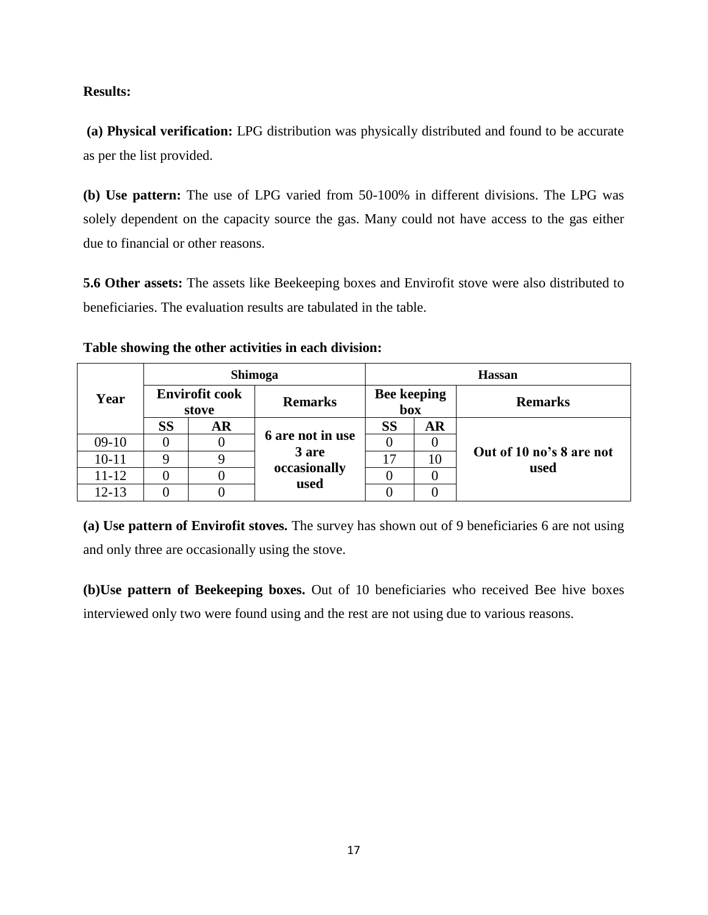**Results:**

**(a) Physical verification:** LPG distribution was physically distributed and found to be accurate as per the list provided.

**(b) Use pattern:** The use of LPG varied from 50-100% in different divisions. The LPG was solely dependent on the capacity source the gas. Many could not have access to the gas either due to financial or other reasons.

**5.6 Other assets:** The assets like Beekeeping boxes and Envirofit stove were also distributed to beneficiaries. The evaluation results are tabulated in the table.

**Table showing the other activities in each division:**

| Year | Shimoga | | | Hassan | | |
|---|---|---|---|---|---|---|
| | Envirofit cook stove | | Remarks | Bee keeping box | | Remarks |
| | SS | AR | | SS | AR | |
| 09-10 | 0 | 0 | **6 are not in use 3 are occasionally used** | 0 | 0 | **Out of 10 no's 8 are not used** |
| 10-11 | 9 | 9 | | 17 | 10 | |
| 11-12 | 0 | 0 | | 0 | 0 | |
| 12-13 | 0 | 0 | | 0 | 0 | |

**(a) Use pattern of Envirofit stoves.** The survey has shown out of 9 beneficiaries 6 are not using and only three are occasionally using the stove.

**(b)Use pattern of Beekeeping boxes.** Out of 10 beneficiaries who received Bee hive boxes interviewed only two were found using and the rest are not using due to various reasons.